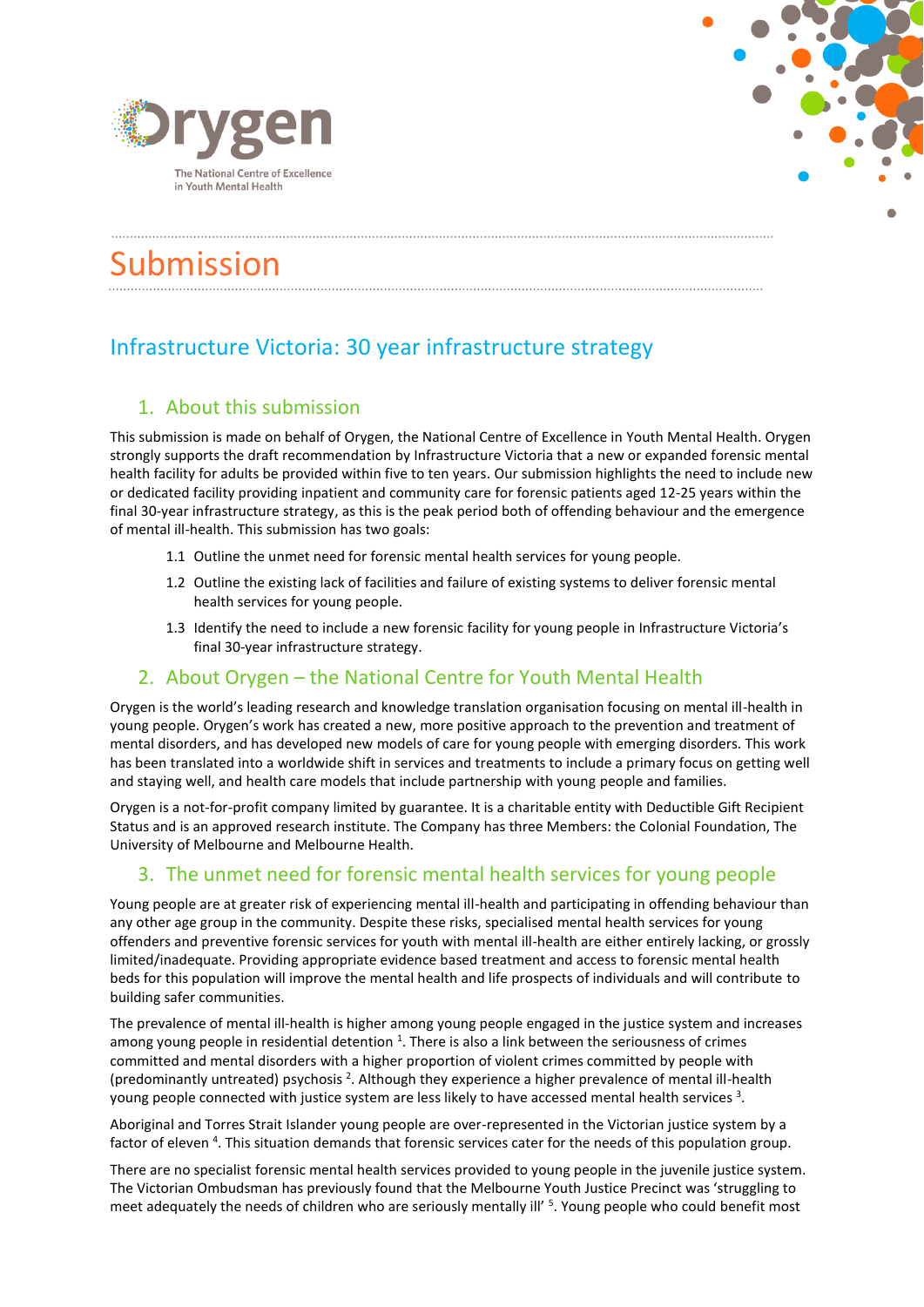Orygen

The National Centre of Excellence in Youth Mental Health

# Submission

## Infrastructure Victoria: 30 year infrastructure strategy

### 1. About this submission

This submission is made on behalf of Orygen, the National Centre of Excellence in Youth Mental Health. Orygen strongly supports the draft recommendation by Infrastructure Victoria that a new or expanded forensic mental health facility for adults be provided within five to ten years. Our submission highlights the need to include new or dedicated facility providing inpatient and community care for forensic patients aged 12-25 years within the final 30-year infrastructure strategy, as this is the peak period both of offending behaviour and the emergence of mental ill-health. This submission has two goals:

1.1 Outline the unmet need for forensic mental health services for young people.

1.2 Outline the existing lack of facilities and failure of existing systems to deliver forensic mental health services for young people.

1.3 Identify the need to include a new forensic facility for young people in Infrastructure Victoria's final 30-year infrastructure strategy.

### 2. About Orygen – the National Centre for Youth Mental Health

Orygen is the world's leading research and knowledge translation organisation focusing on mental ill-health in young people. Orygen's work has created a new, more positive approach to the prevention and treatment of mental disorders, and has developed new models of care for young people with emerging disorders. This work has been translated into a worldwide shift in services and treatments to include a primary focus on getting well and staying well, and health care models that include partnership with young people and families.

Orygen is a not-for-profit company limited by guarantee. It is a charitable entity with Deductible Gift Recipient Status and is an approved research institute. The Company has three Members: the Colonial Foundation, The University of Melbourne and Melbourne Health.

### 3. The unmet need for forensic mental health services for young people

Young people are at greater risk of experiencing mental ill-health and participating in offending behaviour than any other age group in the community. Despite these risks, specialised mental health services for young offenders and preventive forensic services for youth with mental ill-health are either entirely lacking, or grossly limited/inadequate. Providing appropriate evidence based treatment and access to forensic mental health beds for this population will improve the mental health and life prospects of individuals and will contribute to building safer communities.

The prevalence of mental ill-health is higher among young people engaged in the justice system and increases among young people in residential detention [1]. There is also a link between the seriousness of crimes committed and mental disorders with a higher proportion of violent crimes committed by people with (predominantly untreated) psychosis [2]. Although they experience a higher prevalence of mental ill-health young people connected with justice system are less likely to have accessed mental health services [3].

Aboriginal and Torres Strait Islander young people are over-represented in the Victorian justice system by a factor of eleven [4]. This situation demands that forensic services cater for the needs of this population group.

There are no specialist forensic mental health services provided to young people in the juvenile justice system. The Victorian Ombudsman has previously found that the Melbourne Youth Justice Precinct was 'struggling to meet adequately the needs of children who are seriously mentally ill' [5]. Young people who could benefit most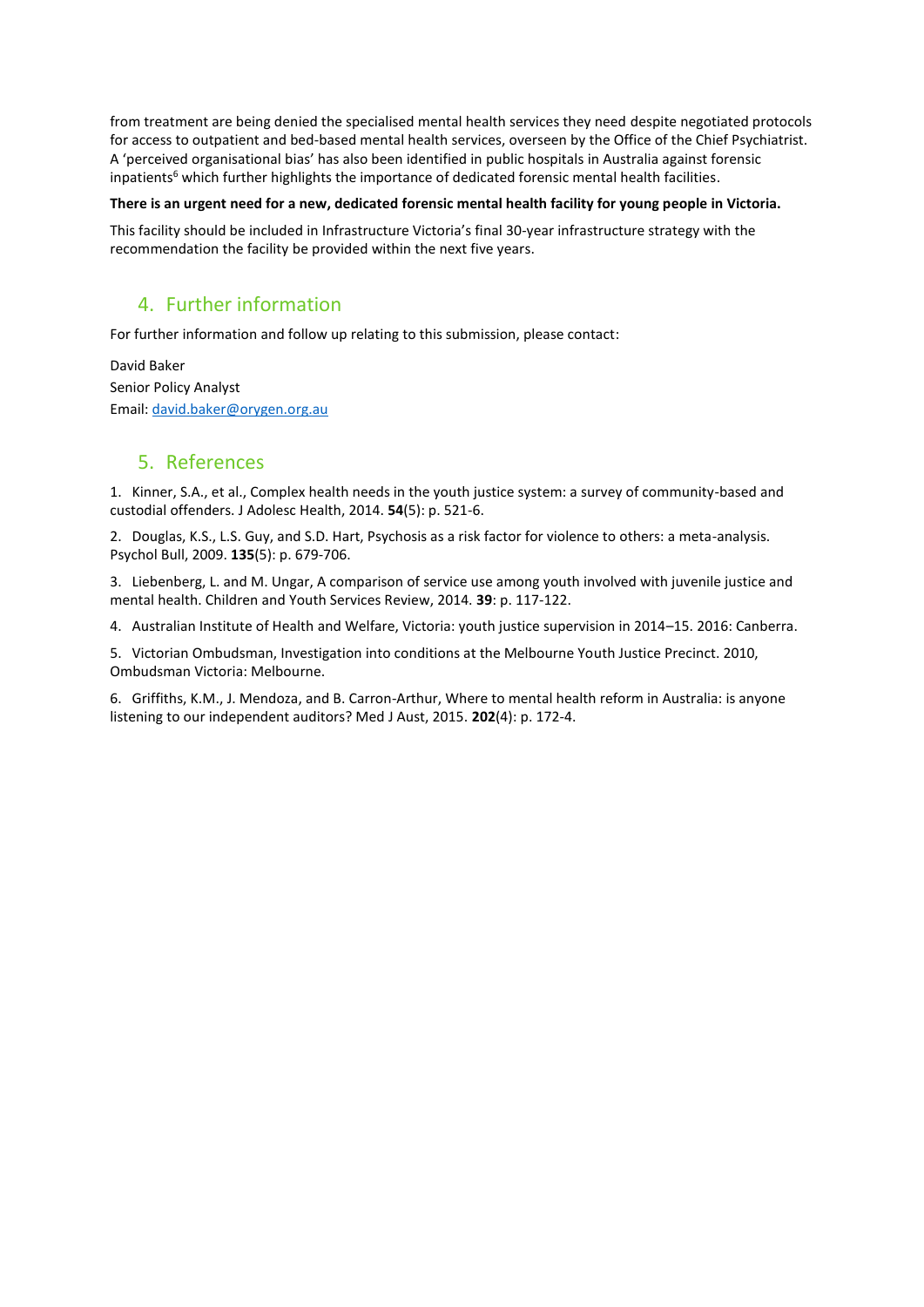from treatment are being denied the specialised mental health services they need despite negotiated protocols for access to outpatient and bed-based mental health services, overseen by the Office of the Chief Psychiatrist. A 'perceived organisational bias' has also been identified in public hospitals in Australia against forensic inpatients[6] which further highlights the importance of dedicated forensic mental health facilities.

**There is an urgent need for a new, dedicated forensic mental health facility for young people in Victoria.**

This facility should be included in Infrastructure Victoria's final 30-year infrastructure strategy with the recommendation the facility be provided within the next five years.

## 4. Further information

For further information and follow up relating to this submission, please contact:

David Baker
Senior Policy Analyst
Email: david.baker@orygen.org.au

## 5. References

1. Kinner, S.A., et al., Complex health needs in the youth justice system: a survey of community-based and custodial offenders. J Adolesc Health, 2014. **54**(5): p. 521-6.

2. Douglas, K.S., L.S. Guy, and S.D. Hart, Psychosis as a risk factor for violence to others: a meta-analysis. Psychol Bull, 2009. **135**(5): p. 679-706.

3. Liebenberg, L. and M. Ungar, A comparison of service use among youth involved with juvenile justice and mental health. Children and Youth Services Review, 2014. **39**: p. 117-122.

4. Australian Institute of Health and Welfare, Victoria: youth justice supervision in 2014–15. 2016: Canberra.

5. Victorian Ombudsman, Investigation into conditions at the Melbourne Youth Justice Precinct. 2010, Ombudsman Victoria: Melbourne.

6. Griffiths, K.M., J. Mendoza, and B. Carron-Arthur, Where to mental health reform in Australia: is anyone listening to our independent auditors? Med J Aust, 2015. **202**(4): p. 172-4.